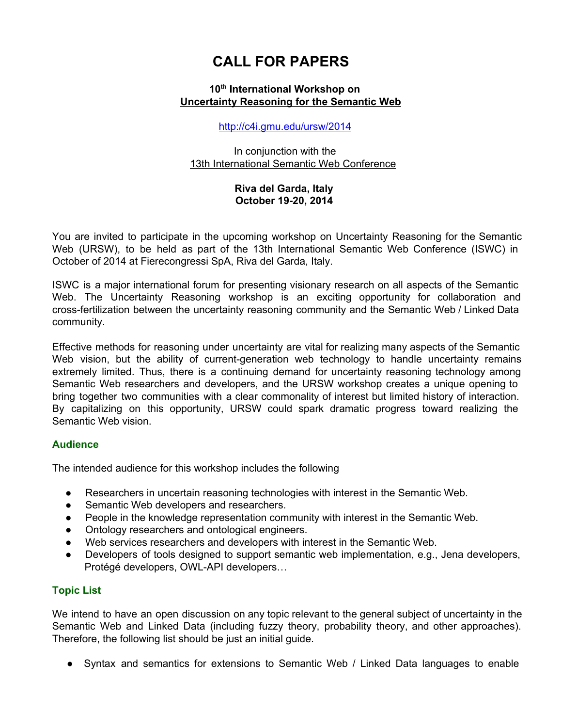# CALL FOR PAPERS

**10th International Workshop on**
**Uncertainty Reasoning for the Semantic Web**

http://c4i.gmu.edu/ursw/2014

In conjunction with the
13th International Semantic Web Conference

**Riva del Garda, Italy**
**October 19-20, 2014**

You are invited to participate in the upcoming workshop on Uncertainty Reasoning for the Semantic Web (URSW), to be held as part of the 13th International Semantic Web Conference (ISWC) in October of 2014 at Fierecongressi SpA, Riva del Garda, Italy.

ISWC is a major international forum for presenting visionary research on all aspects of the Semantic Web. The Uncertainty Reasoning workshop is an exciting opportunity for collaboration and cross-fertilization between the uncertainty reasoning community and the Semantic Web / Linked Data community.

Effective methods for reasoning under uncertainty are vital for realizing many aspects of the Semantic Web vision, but the ability of current-generation web technology to handle uncertainty remains extremely limited. Thus, there is a continuing demand for uncertainty reasoning technology among Semantic Web researchers and developers, and the URSW workshop creates a unique opening to bring together two communities with a clear commonality of interest but limited history of interaction. By capitalizing on this opportunity, URSW could spark dramatic progress toward realizing the Semantic Web vision.

## Audience

The intended audience for this workshop includes the following

- Researchers in uncertain reasoning technologies with interest in the Semantic Web.
- Semantic Web developers and researchers.
- People in the knowledge representation community with interest in the Semantic Web.
- Ontology researchers and ontological engineers.
- Web services researchers and developers with interest in the Semantic Web.
- Developers of tools designed to support semantic web implementation, e.g., Jena developers, Protégé developers, OWL-API developers…

## Topic List

We intend to have an open discussion on any topic relevant to the general subject of uncertainty in the Semantic Web and Linked Data (including fuzzy theory, probability theory, and other approaches). Therefore, the following list should be just an initial guide.

- Syntax and semantics for extensions to Semantic Web / Linked Data languages to enable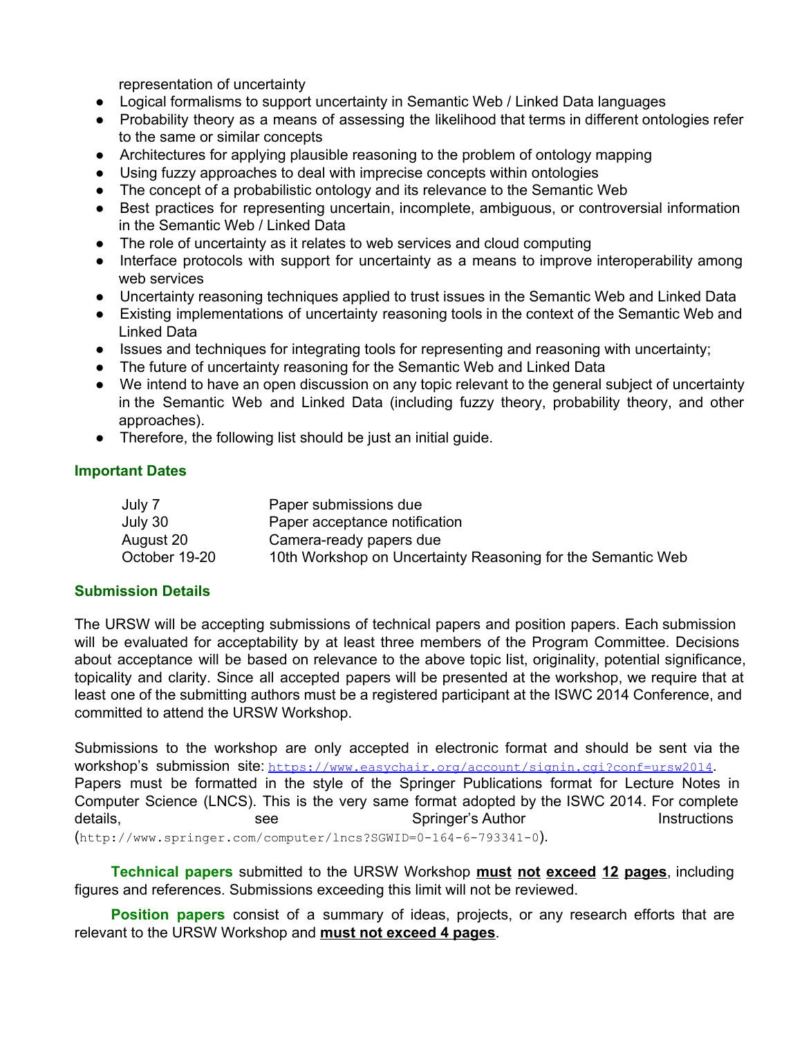representation of uncertainty

- Logical formalisms to support uncertainty in Semantic Web / Linked Data languages
- Probability theory as a means of assessing the likelihood that terms in different ontologies refer to the same or similar concepts
- Architectures for applying plausible reasoning to the problem of ontology mapping
- Using fuzzy approaches to deal with imprecise concepts within ontologies
- The concept of a probabilistic ontology and its relevance to the Semantic Web
- Best practices for representing uncertain, incomplete, ambiguous, or controversial information in the Semantic Web / Linked Data
- The role of uncertainty as it relates to web services and cloud computing
- Interface protocols with support for uncertainty as a means to improve interoperability among web services
- Uncertainty reasoning techniques applied to trust issues in the Semantic Web and Linked Data
- Existing implementations of uncertainty reasoning tools in the context of the Semantic Web and Linked Data
- Issues and techniques for integrating tools for representing and reasoning with uncertainty;
- The future of uncertainty reasoning for the Semantic Web and Linked Data
- We intend to have an open discussion on any topic relevant to the general subject of uncertainty in the Semantic Web and Linked Data (including fuzzy theory, probability theory, and other approaches).
- Therefore, the following list should be just an initial guide.

## Important Dates

| | |
|---|---|
| July 7 | Paper submissions due |
| July 30 | Paper acceptance notification |
| August 20 | Camera-ready papers due |
| October 19-20 | 10th Workshop on Uncertainty Reasoning for the Semantic Web |

## Submission Details

The URSW will be accepting submissions of technical papers and position papers. Each submission will be evaluated for acceptability by at least three members of the Program Committee. Decisions about acceptance will be based on relevance to the above topic list, originality, potential significance, topicality and clarity. Since all accepted papers will be presented at the workshop, we require that at least one of the submitting authors must be a registered participant at the ISWC 2014 Conference, and committed to attend the URSW Workshop.

Submissions to the workshop are only accepted in electronic format and should be sent via the workshop's submission site: https://www.easychair.org/account/signin.cgi?conf=ursw2014. Papers must be formatted in the style of the Springer Publications format for Lecture Notes in Computer Science (LNCS). This is the very same format adopted by the ISWC 2014. For complete details, see Springer's Author Instructions (http://www.springer.com/computer/lncs?SGWID=0-164-6-793341-0).

**Technical papers** submitted to the URSW Workshop **must not exceed 12 pages**, including figures and references. Submissions exceeding this limit will not be reviewed.

**Position papers** consist of a summary of ideas, projects, or any research efforts that are relevant to the URSW Workshop and **must not exceed 4 pages**.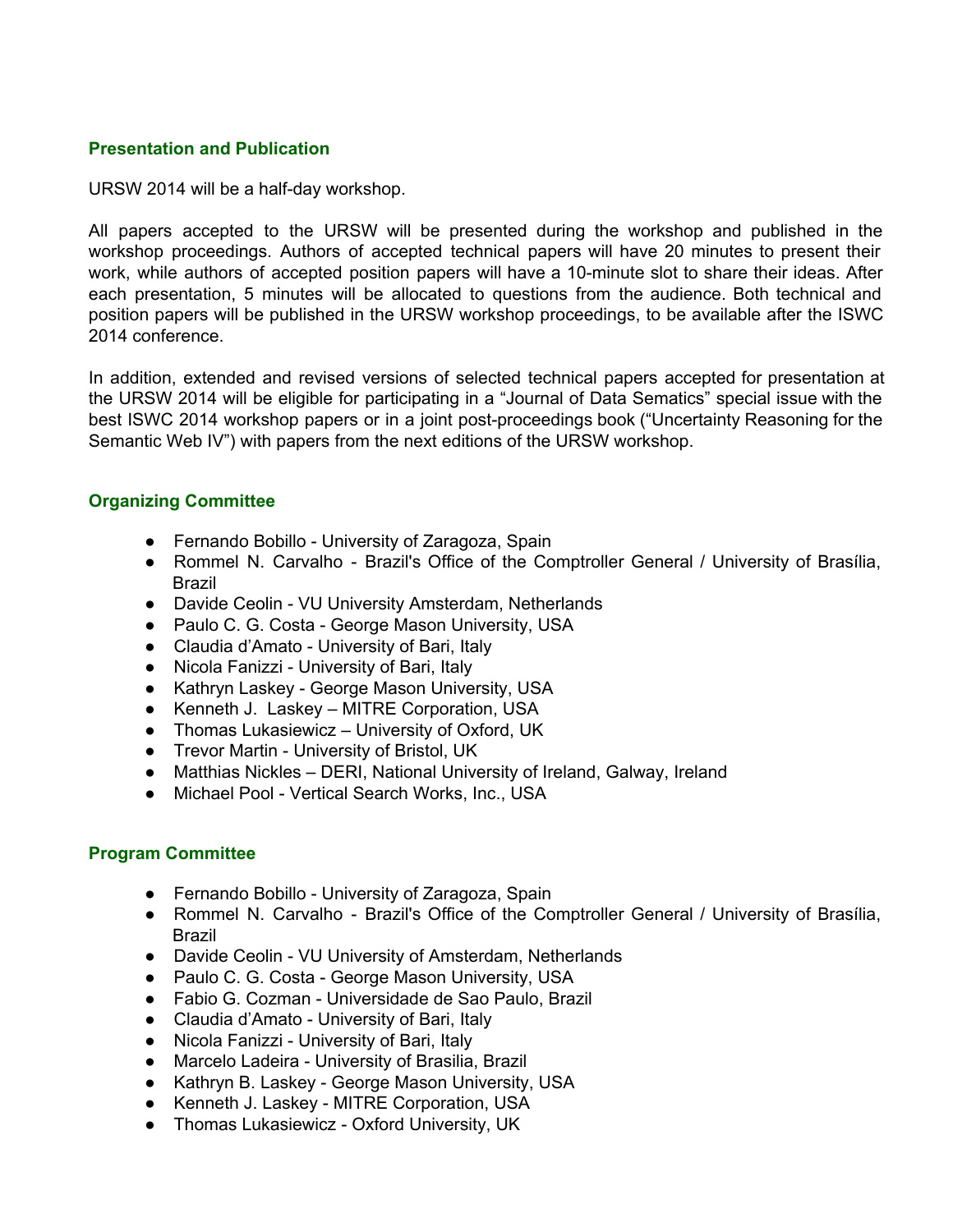### Presentation and Publication

URSW 2014 will be a half-day workshop.

All papers accepted to the URSW will be presented during the workshop and published in the workshop proceedings. Authors of accepted technical papers will have 20 minutes to present their work, while authors of accepted position papers will have a 10-minute slot to share their ideas. After each presentation, 5 minutes will be allocated to questions from the audience. Both technical and position papers will be published in the URSW workshop proceedings, to be available after the ISWC 2014 conference.

In addition, extended and revised versions of selected technical papers accepted for presentation at the URSW 2014 will be eligible for participating in a "Journal of Data Sematics" special issue with the best ISWC 2014 workshop papers or in a joint post-proceedings book ("Uncertainty Reasoning for the Semantic Web IV") with papers from the next editions of the URSW workshop.

### Organizing Committee

- Fernando Bobillo - University of Zaragoza, Spain
- Rommel N. Carvalho - Brazil's Office of the Comptroller General / University of Brasília, Brazil
- Davide Ceolin - VU University Amsterdam, Netherlands
- Paulo C. G. Costa - George Mason University, USA
- Claudia d'Amato - University of Bari, Italy
- Nicola Fanizzi - University of Bari, Italy
- Kathryn Laskey - George Mason University, USA
- Kenneth J. Laskey – MITRE Corporation, USA
- Thomas Lukasiewicz – University of Oxford, UK
- Trevor Martin - University of Bristol, UK
- Matthias Nickles – DERI, National University of Ireland, Galway, Ireland
- Michael Pool - Vertical Search Works, Inc., USA

### Program Committee

- Fernando Bobillo - University of Zaragoza, Spain
- Rommel N. Carvalho - Brazil's Office of the Comptroller General / University of Brasília, Brazil
- Davide Ceolin - VU University of Amsterdam, Netherlands
- Paulo C. G. Costa - George Mason University, USA
- Fabio G. Cozman - Universidade de Sao Paulo, Brazil
- Claudia d'Amato - University of Bari, Italy
- Nicola Fanizzi - University of Bari, Italy
- Marcelo Ladeira - University of Brasilia, Brazil
- Kathryn B. Laskey - George Mason University, USA
- Kenneth J. Laskey - MITRE Corporation, USA
- Thomas Lukasiewicz - Oxford University, UK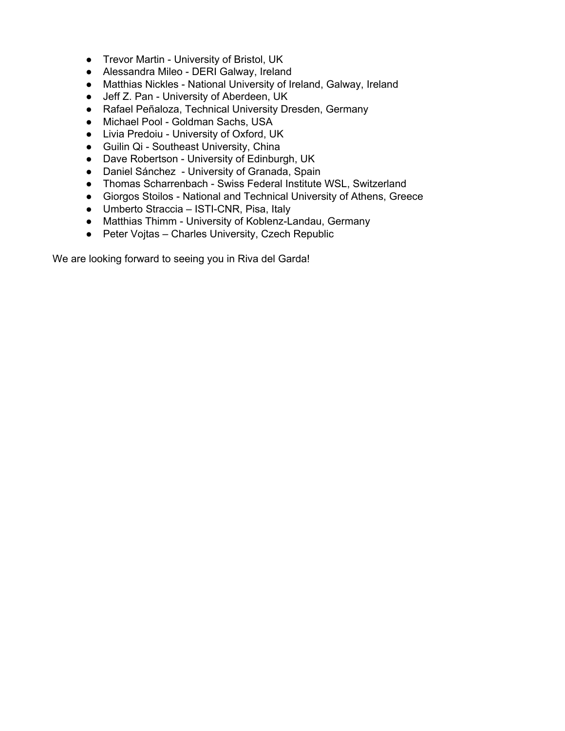- Trevor Martin - University of Bristol, UK
- Alessandra Mileo - DERI Galway, Ireland
- Matthias Nickles - National University of Ireland, Galway, Ireland
- Jeff Z. Pan - University of Aberdeen, UK
- Rafael Peñaloza, Technical University Dresden, Germany
- Michael Pool - Goldman Sachs, USA
- Livia Predoiu - University of Oxford, UK
- Guilin Qi - Southeast University, China
- Dave Robertson - University of Edinburgh, UK
- Daniel Sánchez  - University of Granada, Spain
- Thomas Scharrenbach - Swiss Federal Institute WSL, Switzerland
- Giorgos Stoilos - National and Technical University of Athens, Greece
- Umberto Straccia – ISTI-CNR, Pisa, Italy
- Matthias Thimm - University of Koblenz-Landau, Germany
- Peter Vojtas – Charles University, Czech Republic

We are looking forward to seeing you in Riva del Garda!